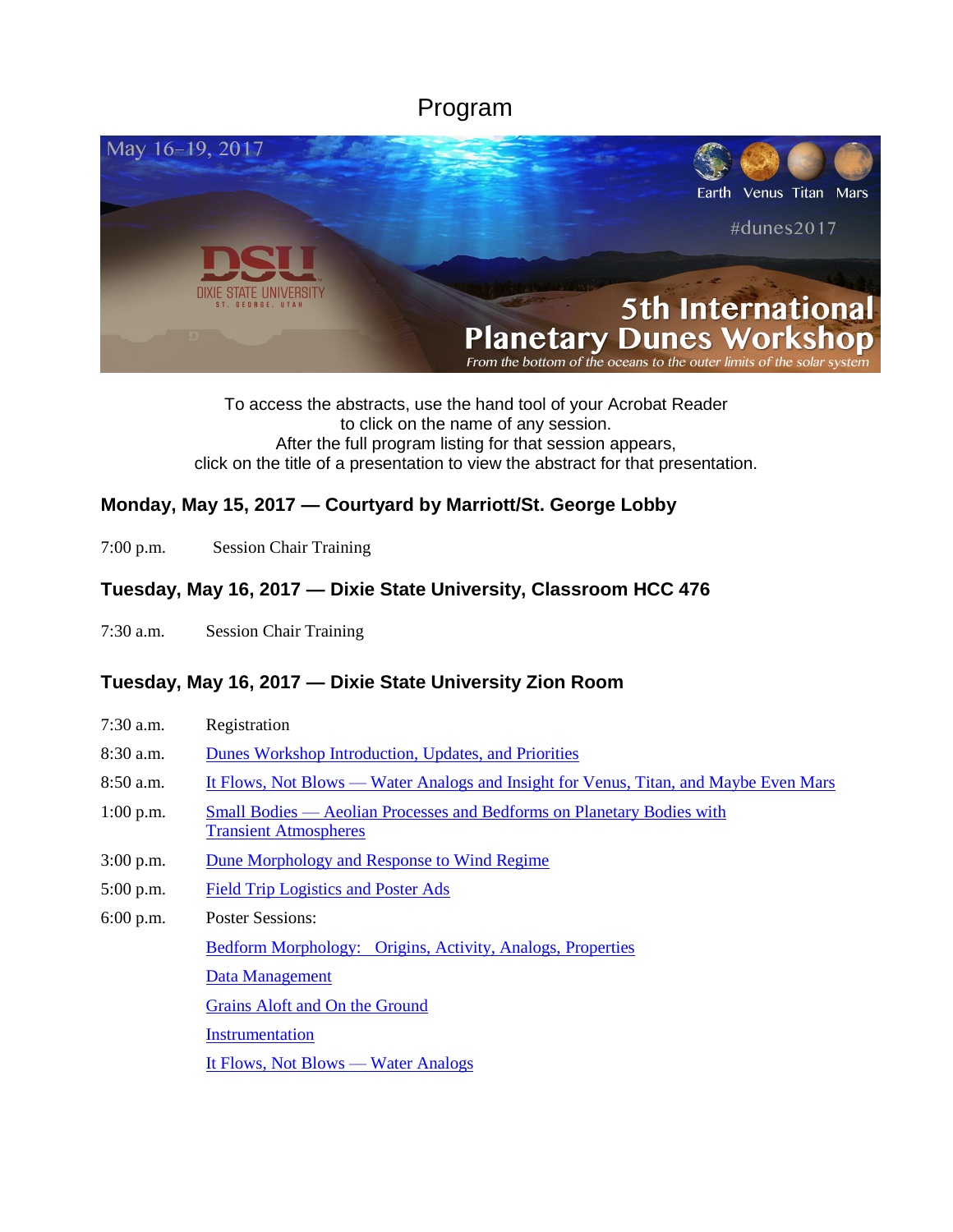# Program

To access the abstracts, use the hand tool of your Acrobat Reader
to click on the name of any session.
After the full program listing for that session appears,
click on the title of a presentation to view the abstract for that presentation.

## Monday, May 15, 2017 — Courtyard by Marriott/St. George Lobby

7:00 p.m. Session Chair Training

## Tuesday, May 16, 2017 — Dixie State University, Classroom HCC 476

7:30 a.m. Session Chair Training

## Tuesday, May 16, 2017 — Dixie State University Zion Room

7:30 a.m. Registration

8:30 a.m. Dunes Workshop Introduction, Updates, and Priorities

8:50 a.m. It Flows, Not Blows — Water Analogs and Insight for Venus, Titan, and Maybe Even Mars

1:00 p.m. Small Bodies — Aeolian Processes and Bedforms on Planetary Bodies with Transient Atmospheres

3:00 p.m. Dune Morphology and Response to Wind Regime

5:00 p.m. Field Trip Logistics and Poster Ads

6:00 p.m. Poster Sessions:

Bedform Morphology: Origins, Activity, Analogs, Properties

Data Management

Grains Aloft and On the Ground

Instrumentation

It Flows, Not Blows — Water Analogs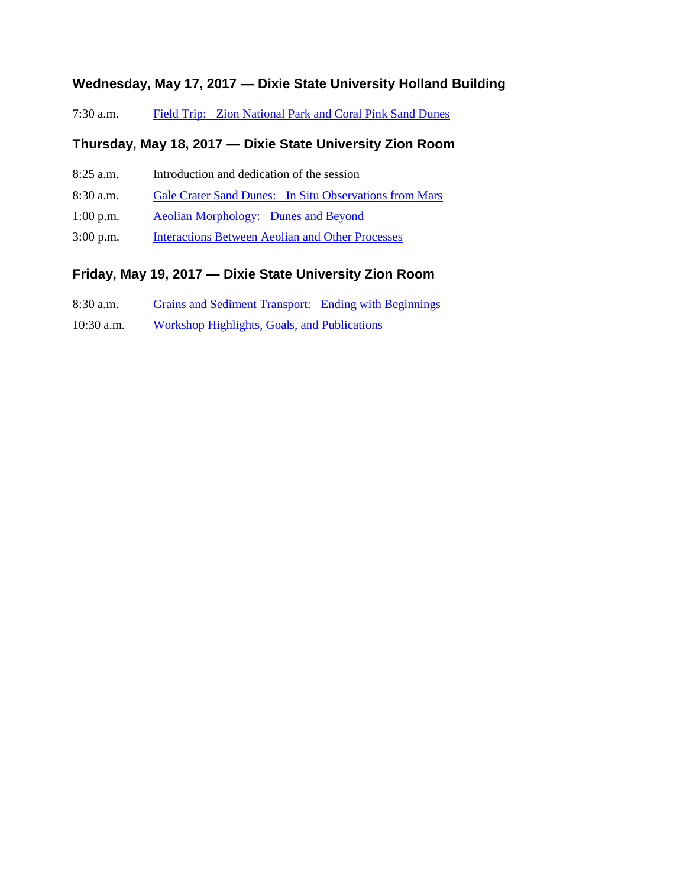### Wednesday, May 17, 2017 — Dixie State University Holland Building

7:30 a.m. Field Trip: Zion National Park and Coral Pink Sand Dunes

### Thursday, May 18, 2017 — Dixie State University Zion Room

8:25 a.m. Introduction and dedication of the session

8:30 a.m. Gale Crater Sand Dunes: In Situ Observations from Mars

1:00 p.m. Aeolian Morphology: Dunes and Beyond

3:00 p.m. Interactions Between Aeolian and Other Processes

### Friday, May 19, 2017 — Dixie State University Zion Room

8:30 a.m. Grains and Sediment Transport: Ending with Beginnings

10:30 a.m. Workshop Highlights, Goals, and Publications